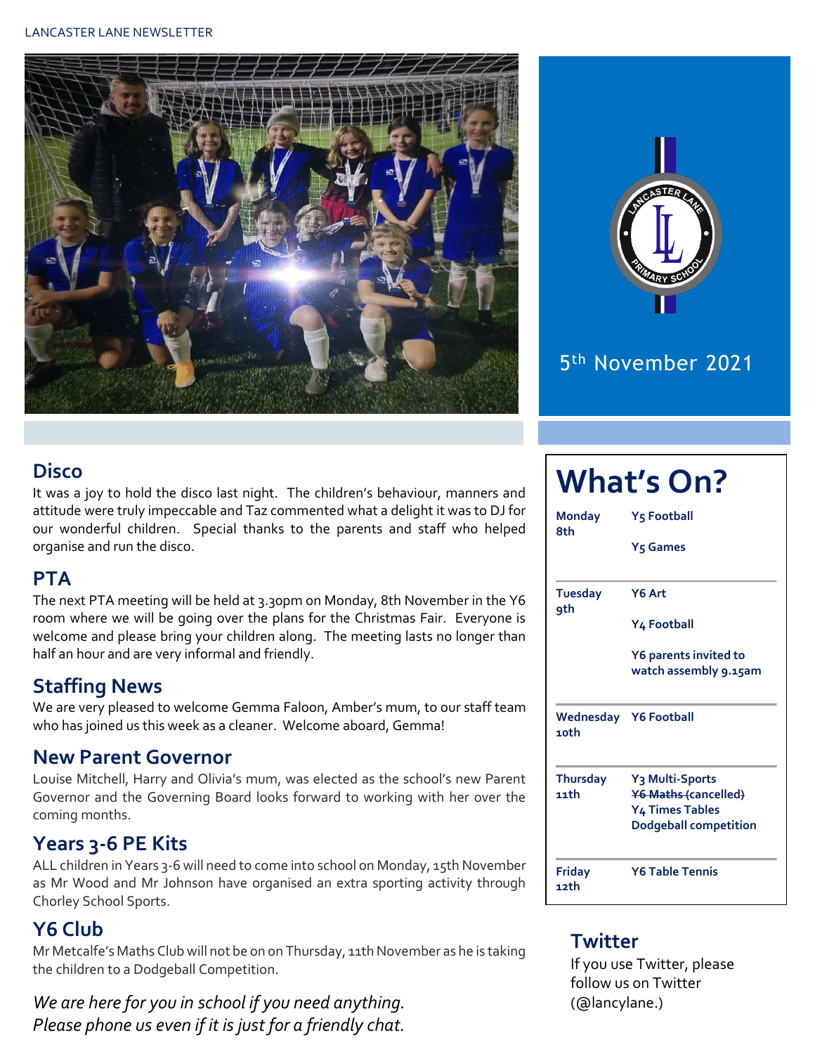LANCASTER LANE NEWSLETTER

5th November 2021

## Disco

It was a joy to hold the disco last night. The children's behaviour, manners and attitude were truly impeccable and Taz commented what a delight it was to DJ for our wonderful children. Special thanks to the parents and staff who helped organise and run the disco.

## PTA

The next PTA meeting will be held at 3.30pm on Monday, 8th November in the Y6 room where we will be going over the plans for the Christmas Fair. Everyone is welcome and please bring your children along. The meeting lasts no longer than half an hour and are very informal and friendly.

## Staffing News

We are very pleased to welcome Gemma Faloon, Amber's mum, to our staff team who has joined us this week as a cleaner. Welcome aboard, Gemma!

## New Parent Governor

Louise Mitchell, Harry and Olivia's mum, was elected as the school's new Parent Governor and the Governing Board looks forward to working with her over the coming months.

## Years 3-6 PE Kits

ALL children in Years 3-6 will need to come into school on Monday, 15th November as Mr Wood and Mr Johnson have organised an extra sporting activity through Chorley School Sports.

## Y6 Club

Mr Metcalfe's Maths Club will not be on on Thursday, 11th November as he is taking the children to a Dodgeball Competition.

*We are here for you in school if you need anything. Please phone us even if it is just for a friendly chat.*

# What's On?

| Day | Activity |
|---|---|
| **Monday 8th** | **Y5 Football**<br>**Y5 Games** |
| **Tuesday 9th** | **Y6 Art**<br>**Y4 Football**<br>**Y6 parents invited to watch assembly 9.15am** |
| **Wednesday 10th** | **Y6 Football** |
| **Thursday 11th** | **Y3 Multi-Sports**<br>~~**Y6 Maths**~~ **(cancelled)**<br>**Y4 Times Tables**<br>**Dodgeball competition** |
| **Friday 12th** | **Y6 Table Tennis** |

## Twitter

If you use Twitter, please follow us on Twitter (@lancylane.)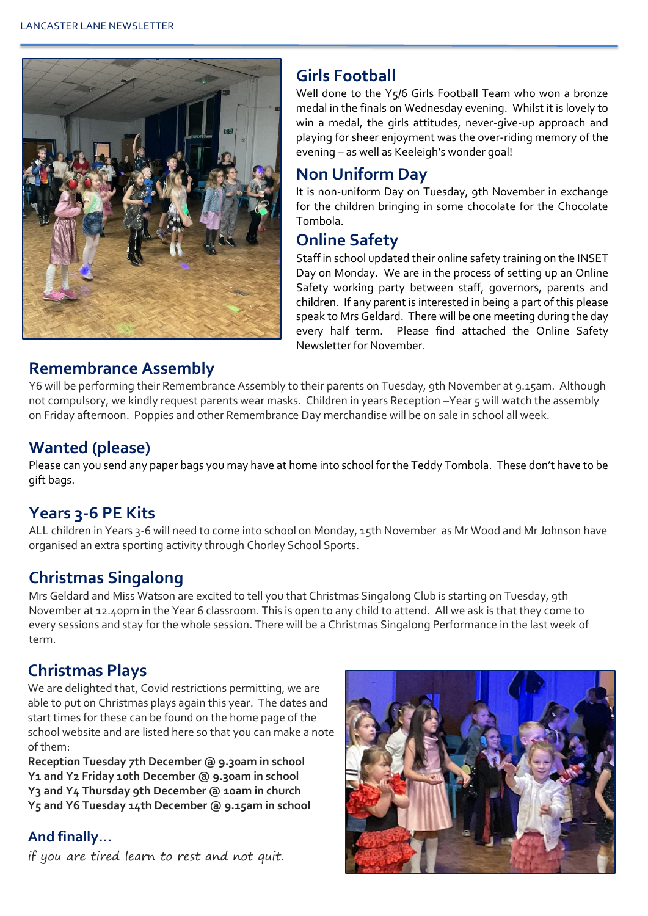## Girls Football

Well done to the Y5/6 Girls Football Team who won a bronze medal in the finals on Wednesday evening. Whilst it is lovely to win a medal, the girls attitudes, never-give-up approach and playing for sheer enjoyment was the over-riding memory of the evening – as well as Keeleigh's wonder goal!

## Non Uniform Day

It is non-uniform Day on Tuesday, 9th November in exchange for the children bringing in some chocolate for the Chocolate Tombola.

## Online Safety

Staff in school updated their online safety training on the INSET Day on Monday. We are in the process of setting up an Online Safety working party between staff, governors, parents and children. If any parent is interested in being a part of this please speak to Mrs Geldard. There will be one meeting during the day every half term. Please find attached the Online Safety Newsletter for November.

## Remembrance Assembly

Y6 will be performing their Remembrance Assembly to their parents on Tuesday, 9th November at 9.15am. Although not compulsory, we kindly request parents wear masks. Children in years Reception –Year 5 will watch the assembly on Friday afternoon. Poppies and other Remembrance Day merchandise will be on sale in school all week.

## Wanted (please)

Please can you send any paper bags you may have at home into school for the Teddy Tombola. These don't have to be gift bags.

## Years 3-6 PE Kits

ALL children in Years 3-6 will need to come into school on Monday, 15th November as Mr Wood and Mr Johnson have organised an extra sporting activity through Chorley School Sports.

## Christmas Singalong

Mrs Geldard and Miss Watson are excited to tell you that Christmas Singalong Club is starting on Tuesday, 9th November at 12.40pm in the Year 6 classroom. This is open to any child to attend. All we ask is that they come to every sessions and stay for the whole session. There will be a Christmas Singalong Performance in the last week of term.

## Christmas Plays

We are delighted that, Covid restrictions permitting, we are able to put on Christmas plays again this year. The dates and start times for these can be found on the home page of the school website and are listed here so that you can make a note of them:

**Reception Tuesday 7th December @ 9.30am in school**
**Y1 and Y2 Friday 10th December @ 9.30am in school**
**Y3 and Y4 Thursday 9th December @ 10am in church**
**Y5 and Y6 Tuesday 14th December @ 9.15am in school**

## And finally…

*if you are tired learn to rest and not quit.*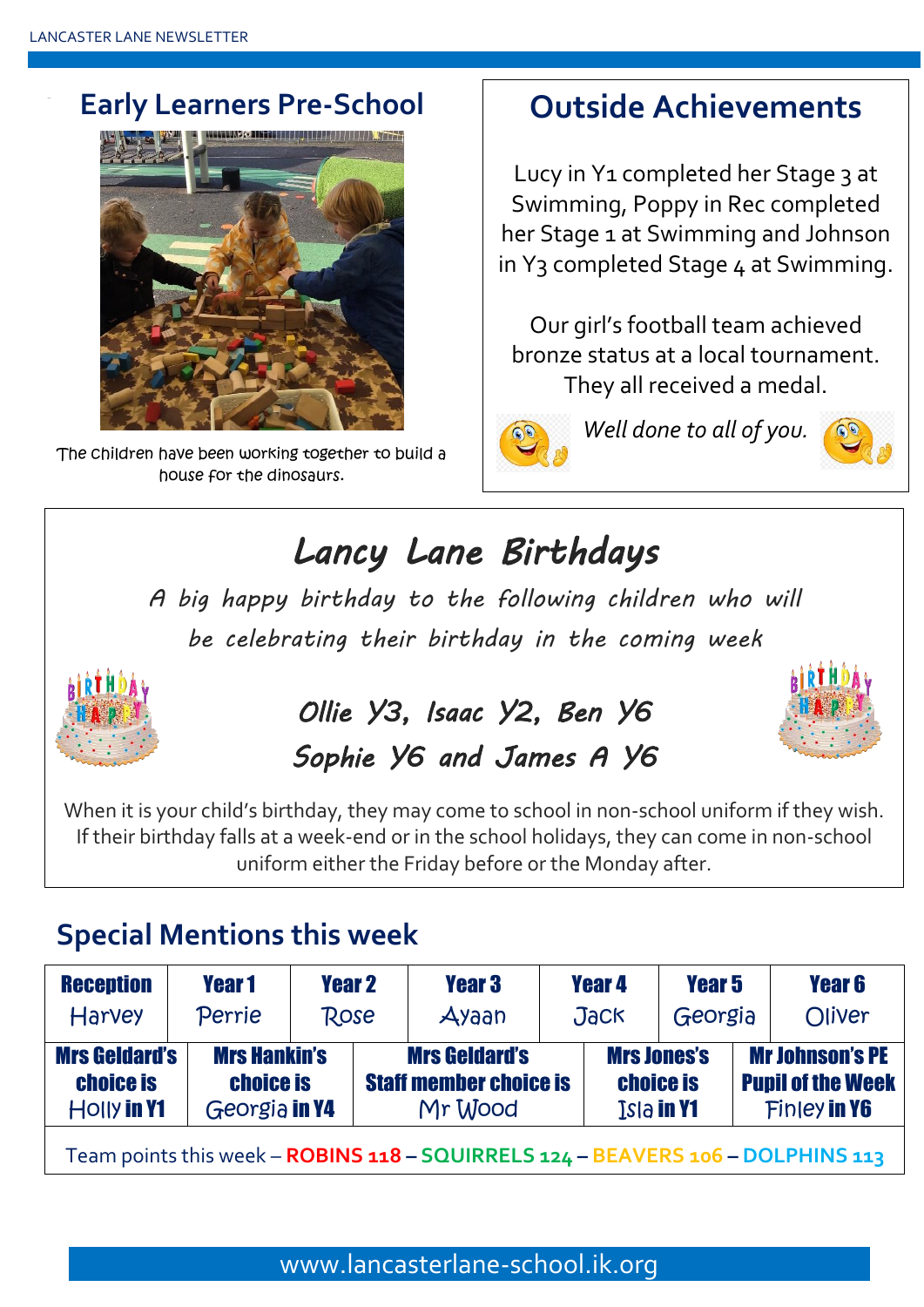## Early Learners Pre-School

The children have been working together to build a house for the dinosaurs.

## Outside Achievements

Lucy in Y1 completed her Stage 3 at Swimming, Poppy in Rec completed her Stage 1 at Swimming and Johnson in Y3 completed Stage 4 at Swimming.

Our girl's football team achieved bronze status at a local tournament. They all received a medal.

*Well done to all of you.*

## Lancy Lane Birthdays

*A big happy birthday to the following children who will be celebrating their birthday in the coming week*

**Ollie Y3, Isaac Y2, Ben Y6**
**Sophie Y6 and James A Y6**

When it is your child's birthday, they may come to school in non-school uniform if they wish. If their birthday falls at a week-end or in the school holidays, they can come in non-school uniform either the Friday before or the Monday after.

## Special Mentions this week

| Reception | Year 1 | Year 2 | Year 3 | Year 4 | Year 5 | Year 6 |
|---|---|---|---|---|---|---|
| Harvey | Perrie | Rose | Ayaan | Jack | Georgia | Oliver |

| | | | | |
|---|---|---|---|---|
| **Mrs Geldard's choice is** Holly **in Y1** | **Mrs Hankin's choice is** Georgia **in Y4** | **Mrs Geldard's Staff member choice is** Mr Wood | **Mrs Jones's choice is** Isla **in Y1** | **Mr Johnson's PE Pupil of the Week** Finley **in Y6** |

Team points this week – **ROBINS 118** – **SQUIRRELS 124** – **BEAVERS 106** – **DOLPHINS 113**

www.lancasterlane-school.ik.org